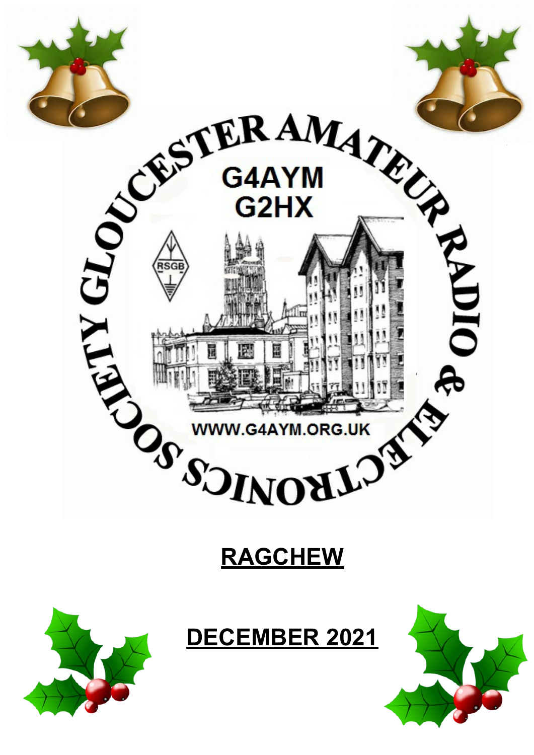GLOUCESTER AMATEUR RADIO & ELECTRONICS SOCIETY

G4AYM

G2HX

RSGB

WWW.G4AYM.ORG.UK

# RAGCHEW

## DECEMBER 2021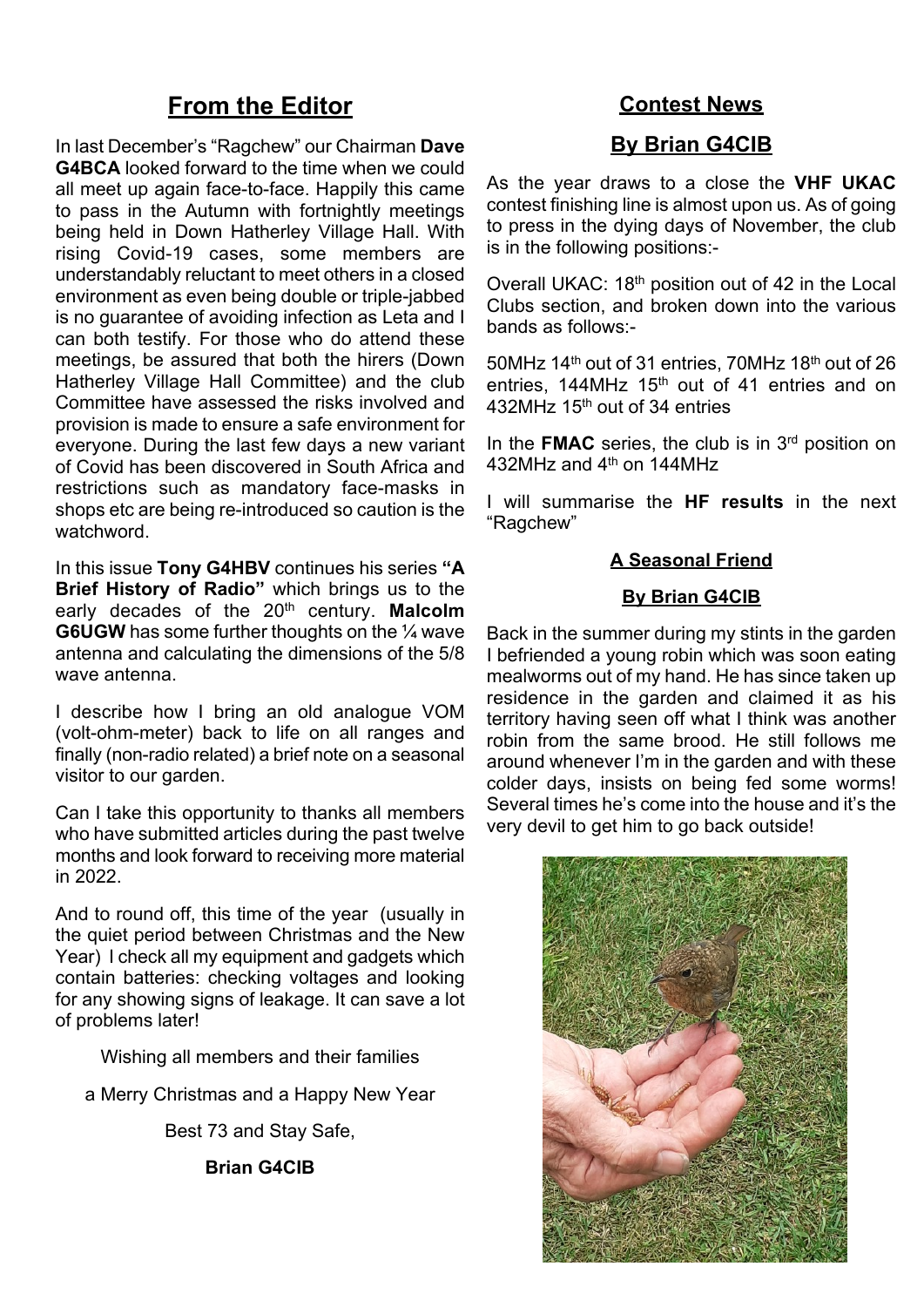## From the Editor

In last December's "Ragchew" our Chairman **Dave G4BCA** looked forward to the time when we could all meet up again face-to-face. Happily this came to pass in the Autumn with fortnightly meetings being held in Down Hatherley Village Hall. With rising Covid-19 cases, some members are understandably reluctant to meet others in a closed environment as even being double or triple-jabbed is no guarantee of avoiding infection as Leta and I can both testify. For those who do attend these meetings, be assured that both the hirers (Down Hatherley Village Hall Committee) and the club Committee have assessed the risks involved and provision is made to ensure a safe environment for everyone. During the last few days a new variant of Covid has been discovered in South Africa and restrictions such as mandatory face-masks in shops etc are being re-introduced so caution is the watchword.

In this issue **Tony G4HBV** continues his series **"A Brief History of Radio"** which brings us to the early decades of the 20th century. **Malcolm G6UGW** has some further thoughts on the ¼ wave antenna and calculating the dimensions of the 5/8 wave antenna.

I describe how I bring an old analogue VOM (volt-ohm-meter) back to life on all ranges and finally (non-radio related) a brief note on a seasonal visitor to our garden.

Can I take this opportunity to thanks all members who have submitted articles during the past twelve months and look forward to receiving more material in 2022.

And to round off, this time of the year (usually in the quiet period between Christmas and the New Year) I check all my equipment and gadgets which contain batteries: checking voltages and looking for any showing signs of leakage. It can save a lot of problems later!

Wishing all members and their families

a Merry Christmas and a Happy New Year

Best 73 and Stay Safe,

**Brian G4CIB**

## Contest News

### By Brian G4CIB

As the year draws to a close the **VHF UKAC** contest finishing line is almost upon us. As of going to press in the dying days of November, the club is in the following positions:-

Overall UKAC: 18th position out of 42 in the Local Clubs section, and broken down into the various bands as follows:-

50MHz 14th out of 31 entries, 70MHz 18th out of 26 entries, 144MHz 15th out of 41 entries and on 432MHz 15th out of 34 entries

In the **FMAC** series, the club is in 3rd position on 432MHz and 4th on 144MHz

I will summarise the **HF results** in the next "Ragchew"

## A Seasonal Friend

### By Brian G4CIB

Back in the summer during my stints in the garden I befriended a young robin which was soon eating mealworms out of my hand. He has since taken up residence in the garden and claimed it as his territory having seen off what I think was another robin from the same brood. He still follows me around whenever I'm in the garden and with these colder days, insists on being fed some worms! Several times he's come into the house and it's the very devil to get him to go back outside!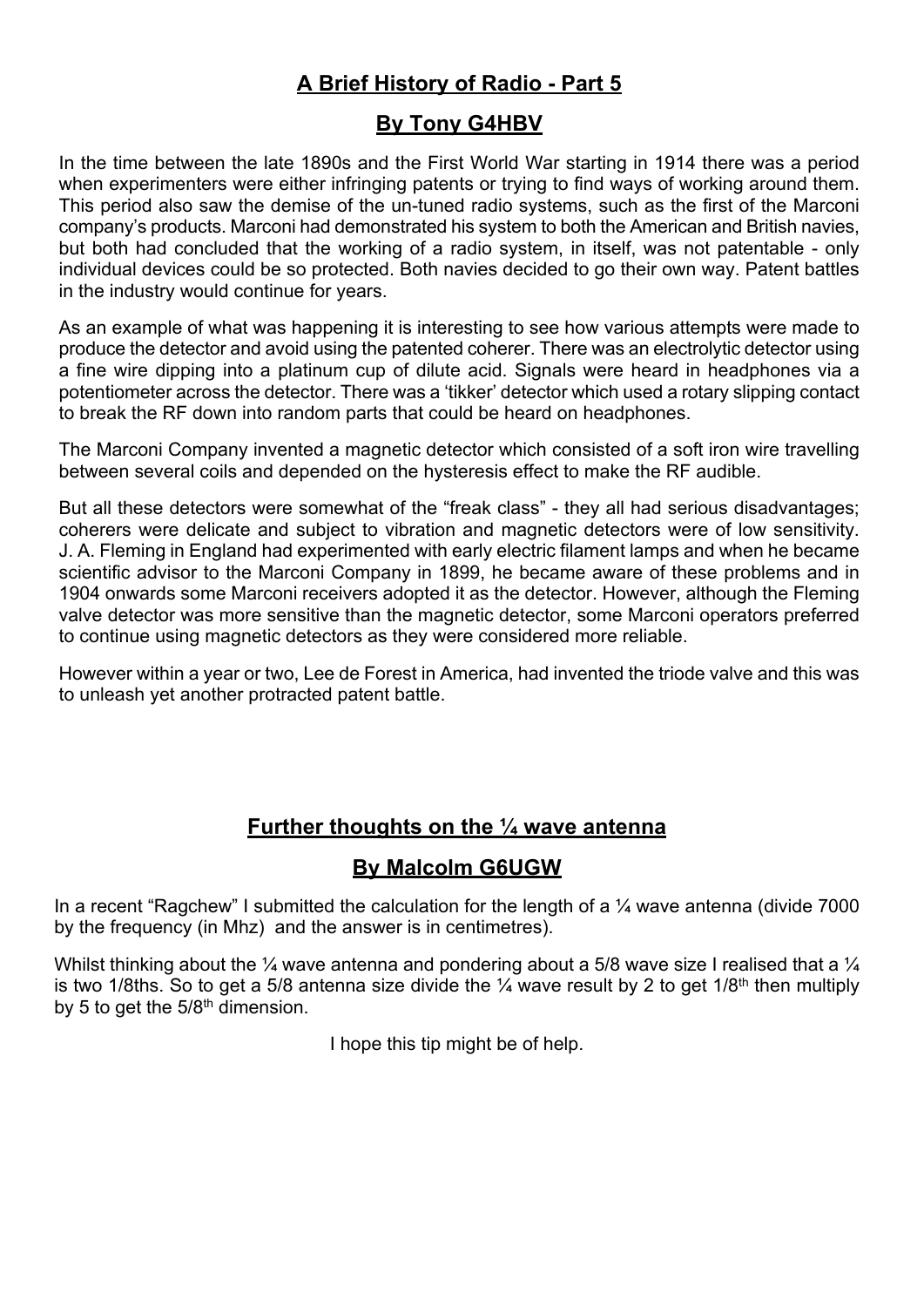## A Brief History of Radio - Part 5

### By Tony G4HBV

In the time between the late 1890s and the First World War starting in 1914 there was a period when experimenters were either infringing patents or trying to find ways of working around them. This period also saw the demise of the un-tuned radio systems, such as the first of the Marconi company's products. Marconi had demonstrated his system to both the American and British navies, but both had concluded that the working of a radio system, in itself, was not patentable - only individual devices could be so protected. Both navies decided to go their own way. Patent battles in the industry would continue for years.

As an example of what was happening it is interesting to see how various attempts were made to produce the detector and avoid using the patented coherer. There was an electrolytic detector using a fine wire dipping into a platinum cup of dilute acid. Signals were heard in headphones via a potentiometer across the detector. There was a 'tikker' detector which used a rotary slipping contact to break the RF down into random parts that could be heard on headphones.

The Marconi Company invented a magnetic detector which consisted of a soft iron wire travelling between several coils and depended on the hysteresis effect to make the RF audible.

But all these detectors were somewhat of the "freak class" - they all had serious disadvantages; coherers were delicate and subject to vibration and magnetic detectors were of low sensitivity. J. A. Fleming in England had experimented with early electric filament lamps and when he became scientific advisor to the Marconi Company in 1899, he became aware of these problems and in 1904 onwards some Marconi receivers adopted it as the detector. However, although the Fleming valve detector was more sensitive than the magnetic detector, some Marconi operators preferred to continue using magnetic detectors as they were considered more reliable.

However within a year or two, Lee de Forest in America, had invented the triode valve and this was to unleash yet another protracted patent battle.

## Further thoughts on the ¼ wave antenna

### By Malcolm G6UGW

In a recent "Ragchew" I submitted the calculation for the length of a ¼ wave antenna (divide 7000 by the frequency (in Mhz) and the answer is in centimetres).

Whilst thinking about the ¼ wave antenna and pondering about a 5/8 wave size I realised that a ¼ is two 1/8ths. So to get a 5/8 antenna size divide the ¼ wave result by 2 to get 1/8th then multiply by 5 to get the 5/8th dimension.

I hope this tip might be of help.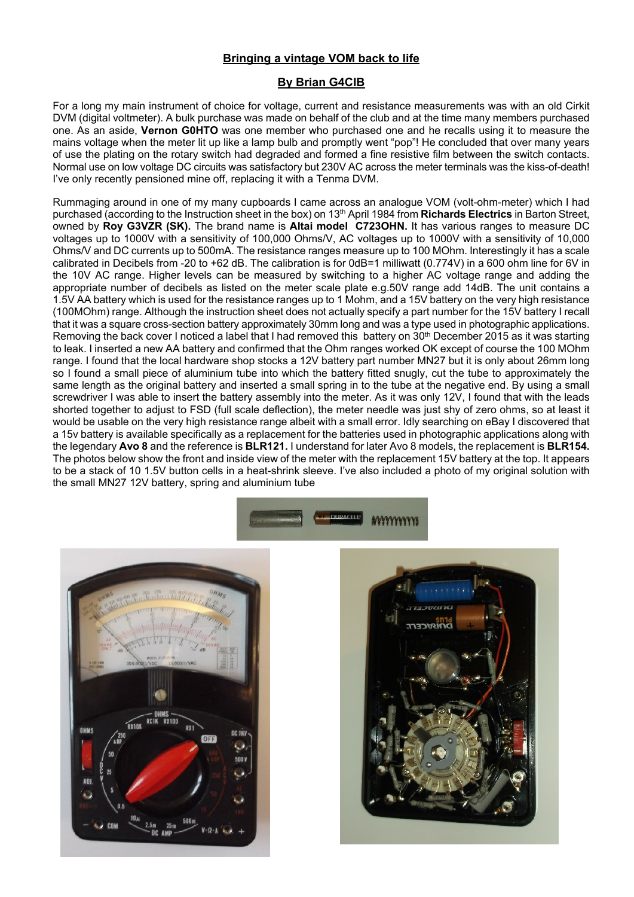**Bringing a vintage VOM back to life**

**By Brian G4CIB**

For a long my main instrument of choice for voltage, current and resistance measurements was with an old Cirkit DVM (digital voltmeter). A bulk purchase was made on behalf of the club and at the time many members purchased one. As an aside, **Vernon G0HTO** was one member who purchased one and he recalls using it to measure the mains voltage when the meter lit up like a lamp bulb and promptly went "pop"! He concluded that over many years of use the plating on the rotary switch had degraded and formed a fine resistive film between the switch contacts. Normal use on low voltage DC circuits was satisfactory but 230V AC across the meter terminals was the kiss-of-death! I've only recently pensioned mine off, replacing it with a Tenma DVM.

Rummaging around in one of my many cupboards I came across an analogue VOM (volt-ohm-meter) which I had purchased (according to the Instruction sheet in the box) on 13th April 1984 from **Richards Electrics** in Barton Street, owned by **Roy G3VZR (SK).** The brand name is **Altai model C723OHN.** It has various ranges to measure DC voltages up to 1000V with a sensitivity of 100,000 Ohms/V, AC voltages up to 1000V with a sensitivity of 10,000 Ohms/V and DC currents up to 500mA. The resistance ranges measure up to 100 MOhm. Interestingly it has a scale calibrated in Decibels from -20 to +62 dB. The calibration is for 0dB=1 milliwatt (0.774V) in a 600 ohm line for 6V in the 10V AC range. Higher levels can be measured by switching to a higher AC voltage range and adding the appropriate number of decibels as listed on the meter scale plate e.g.50V range add 14dB. The unit contains a 1.5V AA battery which is used for the resistance ranges up to 1 Mohm, and a 15V battery on the very high resistance (100MOhm) range. Although the instruction sheet does not actually specify a part number for the 15V battery I recall that it was a square cross-section battery approximately 30mm long and was a type used in photographic applications. Removing the back cover I noticed a label that I had removed this battery on 30th December 2015 as it was starting to leak. I inserted a new AA battery and confirmed that the Ohm ranges worked OK except of course the 100 MOhm range. I found that the local hardware shop stocks a 12V battery part number MN27 but it is only about 26mm long so I found a small piece of aluminium tube into which the battery fitted snugly, cut the tube to approximately the same length as the original battery and inserted a small spring in to the tube at the negative end. By using a small screwdriver I was able to insert the battery assembly into the meter. As it was only 12V, I found that with the leads shorted together to adjust to FSD (full scale deflection), the meter needle was just shy of zero ohms, so at least it would be usable on the very high resistance range albeit with a small error. Idly searching on eBay I discovered that a 15v battery is available specifically as a replacement for the batteries used in photographic applications along with the legendary **Avo 8** and the reference is **BLR121.** I understand for later Avo 8 models, the replacement is **BLR154.** The photos below show the front and inside view of the meter with the replacement 15V battery at the top. It appears to be a stack of 10 1.5V button cells in a heat-shrink sleeve. I've also included a photo of my original solution with the small MN27 12V battery, spring and aluminium tube